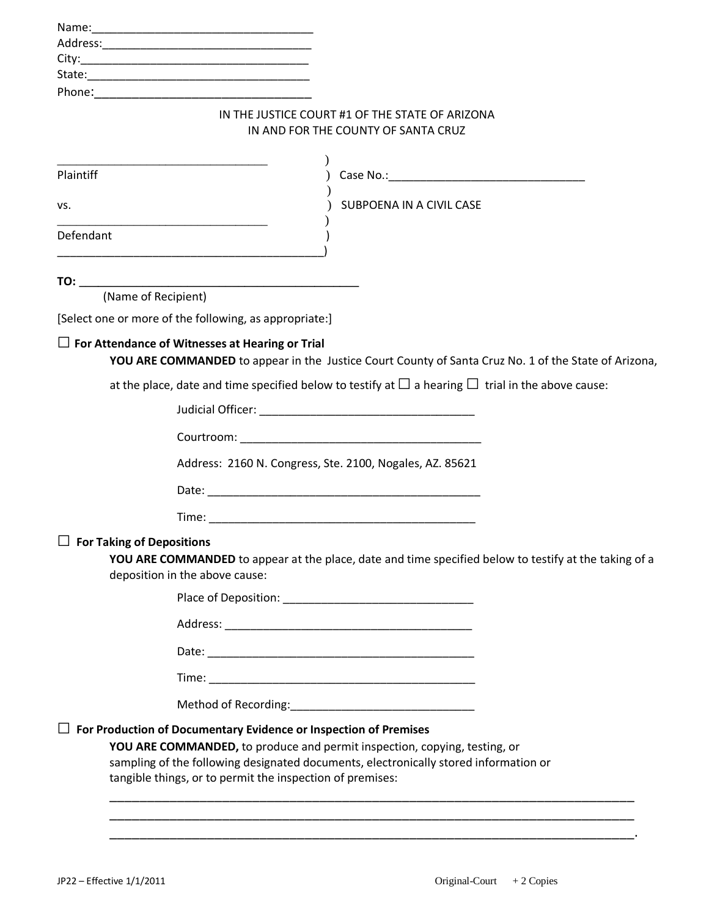Name:___________________________________
Address:_________________________________
City:____________________________________
State:___________________________________
Phone:__________________________________

IN THE JUSTICE COURT #1 OF THE STATE OF ARIZONA
IN AND FOR THE COUNTY OF SANTA CRUZ

| | | |
|---|---|---|
| ___________________________________ | ) | |
| Plaintiff | ) | Case No.:_______________________________ |
| | ) | |
| vs. | ) | SUBPOENA IN A CIVIL CASE |
| ___________________________________ | ) | |
| Defendant | ) | |
| ___________________________________ | ) | |

**TO:** ______________________________________________
(Name of Recipient)

[Select one or more of the following, as appropriate:]

☐ **For Attendance of Witnesses at Hearing or Trial**

**YOU ARE COMMANDED** to appear in the Justice Court County of Santa Cruz No. 1 of the State of Arizona, at the place, date and time specified below to testify at ☐ a hearing ☐ trial in the above cause:

Judicial Officer: _________________________________

Courtroom: ______________________________________

Address: 2160 N. Congress, Ste. 2100, Nogales, AZ. 85621

Date: ___________________________________________

Time: ___________________________________________

☐ **For Taking of Depositions**

**YOU ARE COMMANDED** to appear at the place, date and time specified below to testify at the taking of a deposition in the above cause:

Place of Deposition: ______________________________

Address: _______________________________________

Date: ___________________________________________

Time: ___________________________________________

Method of Recording:______________________________

☐ **For Production of Documentary Evidence or Inspection of Premises**

**YOU ARE COMMANDED,** to produce and permit inspection, copying, testing, or sampling of the following designated documents, electronically stored information or tangible things, or to permit the inspection of premises:

_____________________________________________________________________________________
_____________________________________________________________________________________
_____________________________________________________________________________________.

JP22 – Effective 1/1/2011 Original-Court + 2 Copies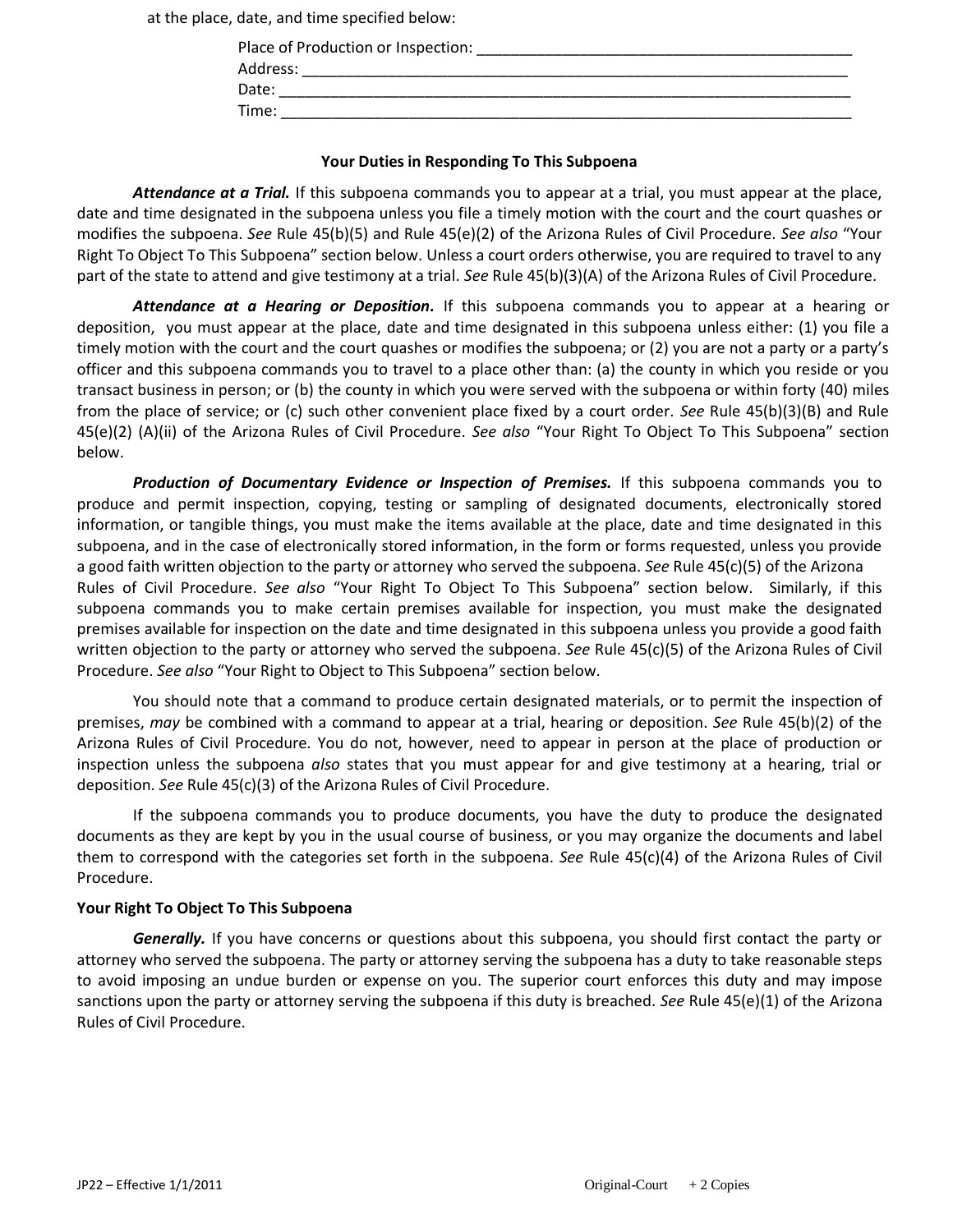at the place, date, and time specified below:

Place of Production or Inspection: ______________________________________________
Address: ____________________________________________________________________
Date: _______________________________________________________________________
Time: _______________________________________________________________________

**Your Duties in Responding To This Subpoena**

***Attendance at a Trial.*** If this subpoena commands you to appear at a trial, you must appear at the place, date and time designated in the subpoena unless you file a timely motion with the court and the court quashes or modifies the subpoena. *See* Rule 45(b)(5) and Rule 45(e)(2) of the Arizona Rules of Civil Procedure. *See also* "Your Right To Object To This Subpoena" section below. Unless a court orders otherwise, you are required to travel to any part of the state to attend and give testimony at a trial. *See* Rule 45(b)(3)(A) of the Arizona Rules of Civil Procedure.

***Attendance at a Hearing or Deposition.*** If this subpoena commands you to appear at a hearing or deposition, you must appear at the place, date and time designated in this subpoena unless either: (1) you file a timely motion with the court and the court quashes or modifies the subpoena; or (2) you are not a party or a party's officer and this subpoena commands you to travel to a place other than: (a) the county in which you reside or you transact business in person; or (b) the county in which you were served with the subpoena or within forty (40) miles from the place of service; or (c) such other convenient place fixed by a court order. *See* Rule 45(b)(3)(B) and Rule 45(e)(2) (A)(ii) of the Arizona Rules of Civil Procedure. *See also* "Your Right To Object To This Subpoena" section below.

***Production of Documentary Evidence or Inspection of Premises.*** If this subpoena commands you to produce and permit inspection, copying, testing or sampling of designated documents, electronically stored information, or tangible things, you must make the items available at the place, date and time designated in this subpoena, and in the case of electronically stored information, in the form or forms requested, unless you provide a good faith written objection to the party or attorney who served the subpoena. *See* Rule 45(c)(5) of the Arizona Rules of Civil Procedure. *See also* "Your Right To Object To This Subpoena" section below. Similarly, if this subpoena commands you to make certain premises available for inspection, you must make the designated premises available for inspection on the date and time designated in this subpoena unless you provide a good faith written objection to the party or attorney who served the subpoena. *See* Rule 45(c)(5) of the Arizona Rules of Civil Procedure. *See also* "Your Right to Object to This Subpoena" section below.

You should note that a command to produce certain designated materials, or to permit the inspection of premises, *may* be combined with a command to appear at a trial, hearing or deposition. *See* Rule 45(b)(2) of the Arizona Rules of Civil Procedure. You do not, however, need to appear in person at the place of production or inspection unless the subpoena *also* states that you must appear for and give testimony at a hearing, trial or deposition. *See* Rule 45(c)(3) of the Arizona Rules of Civil Procedure.

If the subpoena commands you to produce documents, you have the duty to produce the designated documents as they are kept by you in the usual course of business, or you may organize the documents and label them to correspond with the categories set forth in the subpoena. *See* Rule 45(c)(4) of the Arizona Rules of Civil Procedure.

**Your Right To Object To This Subpoena**

***Generally.*** If you have concerns or questions about this subpoena, you should first contact the party or attorney who served the subpoena. The party or attorney serving the subpoena has a duty to take reasonable steps to avoid imposing an undue burden or expense on you. The superior court enforces this duty and may impose sanctions upon the party or attorney serving the subpoena if this duty is breached. *See* Rule 45(e)(1) of the Arizona Rules of Civil Procedure.

JP22 – Effective 1/1/2011 Original-Court + 2 Copies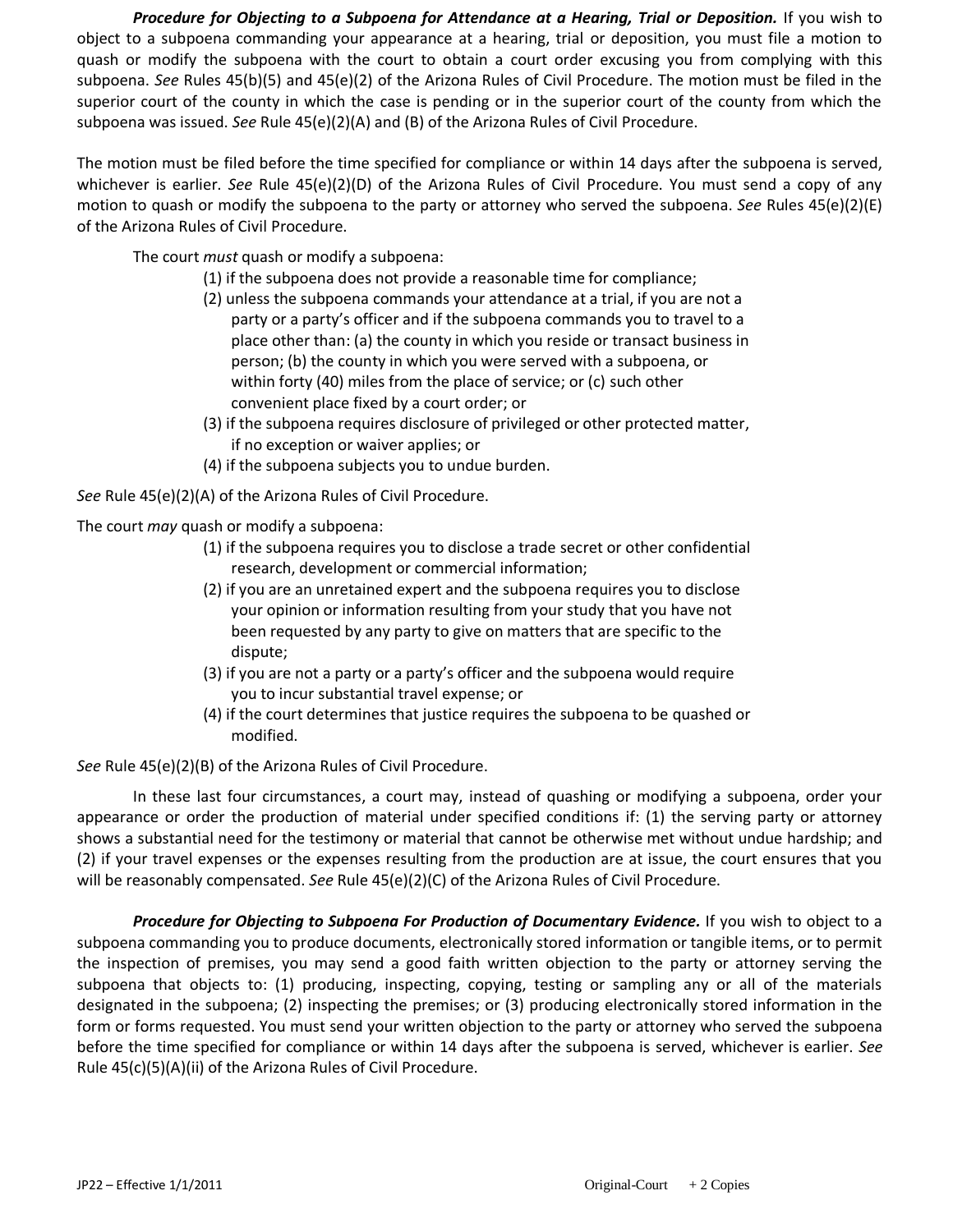***Procedure for Objecting to a Subpoena for Attendance at a Hearing, Trial or Deposition.*** If you wish to object to a subpoena commanding your appearance at a hearing, trial or deposition, you must file a motion to quash or modify the subpoena with the court to obtain a court order excusing you from complying with this subpoena. *See* Rules 45(b)(5) and 45(e)(2) of the Arizona Rules of Civil Procedure. The motion must be filed in the superior court of the county in which the case is pending or in the superior court of the county from which the subpoena was issued. *See* Rule 45(e)(2)(A) and (B) of the Arizona Rules of Civil Procedure.

The motion must be filed before the time specified for compliance or within 14 days after the subpoena is served, whichever is earlier. *See* Rule 45(e)(2)(D) of the Arizona Rules of Civil Procedure. You must send a copy of any motion to quash or modify the subpoena to the party or attorney who served the subpoena. *See* Rules 45(e)(2)(E) of the Arizona Rules of Civil Procedure.

The court *must* quash or modify a subpoena:

(1) if the subpoena does not provide a reasonable time for compliance;
(2) unless the subpoena commands your attendance at a trial, if you are not a party or a party's officer and if the subpoena commands you to travel to a place other than: (a) the county in which you reside or transact business in person; (b) the county in which you were served with a subpoena, or within forty (40) miles from the place of service; or (c) such other convenient place fixed by a court order; or
(3) if the subpoena requires disclosure of privileged or other protected matter, if no exception or waiver applies; or
(4) if the subpoena subjects you to undue burden.

*See* Rule 45(e)(2)(A) of the Arizona Rules of Civil Procedure.

The court *may* quash or modify a subpoena:

(1) if the subpoena requires you to disclose a trade secret or other confidential research, development or commercial information;
(2) if you are an unretained expert and the subpoena requires you to disclose your opinion or information resulting from your study that you have not been requested by any party to give on matters that are specific to the dispute;
(3) if you are not a party or a party's officer and the subpoena would require you to incur substantial travel expense; or
(4) if the court determines that justice requires the subpoena to be quashed or modified.

*See* Rule 45(e)(2)(B) of the Arizona Rules of Civil Procedure.

In these last four circumstances, a court may, instead of quashing or modifying a subpoena, order your appearance or order the production of material under specified conditions if: (1) the serving party or attorney shows a substantial need for the testimony or material that cannot be otherwise met without undue hardship; and (2) if your travel expenses or the expenses resulting from the production are at issue, the court ensures that you will be reasonably compensated. *See* Rule 45(e)(2)(C) of the Arizona Rules of Civil Procedure.

***Procedure for Objecting to Subpoena For Production of Documentary Evidence.*** If you wish to object to a subpoena commanding you to produce documents, electronically stored information or tangible items, or to permit the inspection of premises, you may send a good faith written objection to the party or attorney serving the subpoena that objects to: (1) producing, inspecting, copying, testing or sampling any or all of the materials designated in the subpoena; (2) inspecting the premises; or (3) producing electronically stored information in the form or forms requested. You must send your written objection to the party or attorney who served the subpoena before the time specified for compliance or within 14 days after the subpoena is served, whichever is earlier. *See* Rule 45(c)(5)(A)(ii) of the Arizona Rules of Civil Procedure.

JP22 – Effective 1/1/2011 Original-Court + 2 Copies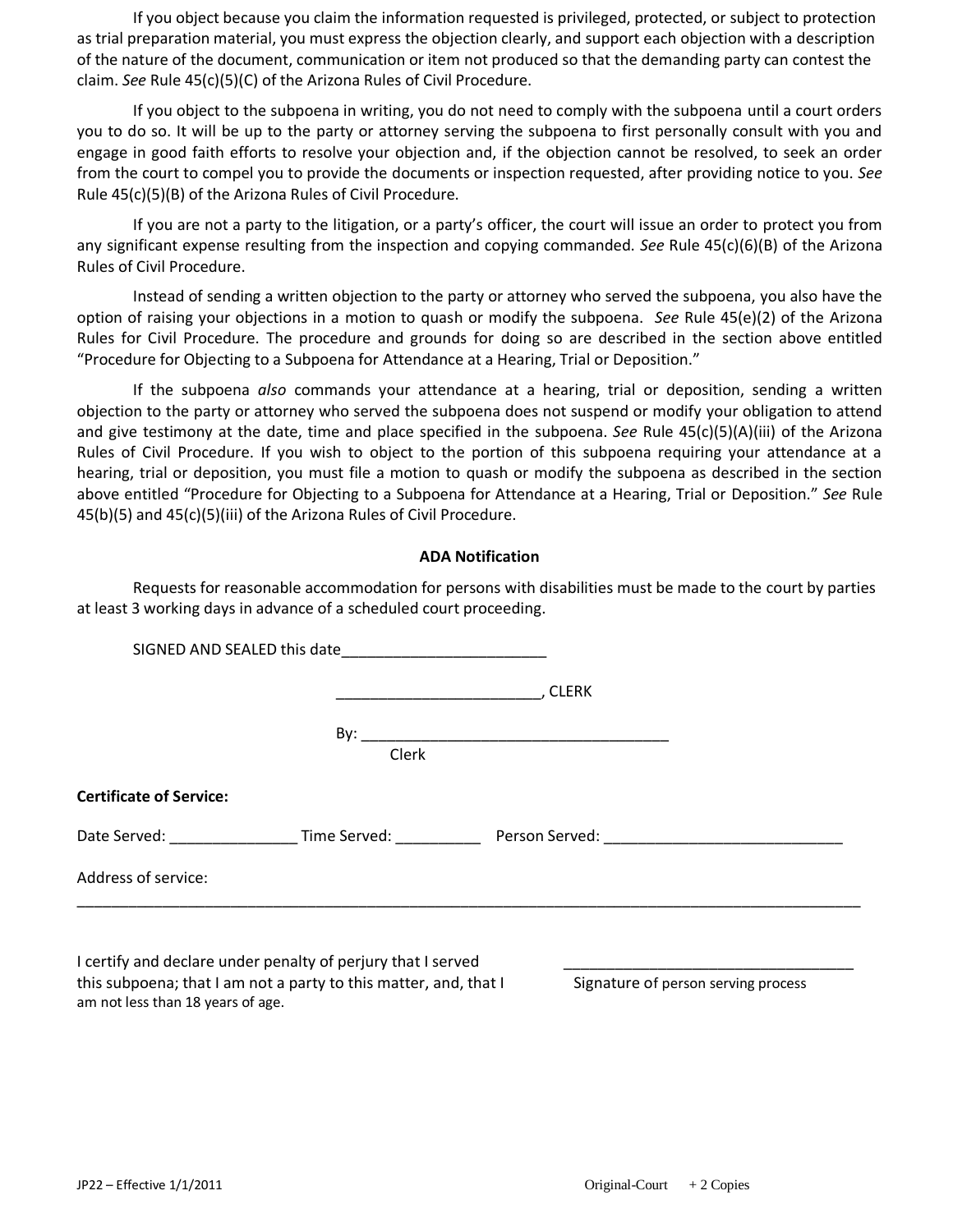If you object because you claim the information requested is privileged, protected, or subject to protection as trial preparation material, you must express the objection clearly, and support each objection with a description of the nature of the document, communication or item not produced so that the demanding party can contest the claim. *See* Rule 45(c)(5)(C) of the Arizona Rules of Civil Procedure.

If you object to the subpoena in writing, you do not need to comply with the subpoena until a court orders you to do so. It will be up to the party or attorney serving the subpoena to first personally consult with you and engage in good faith efforts to resolve your objection and, if the objection cannot be resolved, to seek an order from the court to compel you to provide the documents or inspection requested, after providing notice to you. *See* Rule 45(c)(5)(B) of the Arizona Rules of Civil Procedure.

If you are not a party to the litigation, or a party's officer, the court will issue an order to protect you from any significant expense resulting from the inspection and copying commanded. *See* Rule 45(c)(6)(B) of the Arizona Rules of Civil Procedure.

Instead of sending a written objection to the party or attorney who served the subpoena, you also have the option of raising your objections in a motion to quash or modify the subpoena. *See* Rule 45(e)(2) of the Arizona Rules for Civil Procedure. The procedure and grounds for doing so are described in the section above entitled "Procedure for Objecting to a Subpoena for Attendance at a Hearing, Trial or Deposition."

If the subpoena *also* commands your attendance at a hearing, trial or deposition, sending a written objection to the party or attorney who served the subpoena does not suspend or modify your obligation to attend and give testimony at the date, time and place specified in the subpoena. *See* Rule 45(c)(5)(A)(iii) of the Arizona Rules of Civil Procedure. If you wish to object to the portion of this subpoena requiring your attendance at a hearing, trial or deposition, you must file a motion to quash or modify the subpoena as described in the section above entitled "Procedure for Objecting to a Subpoena for Attendance at a Hearing, Trial or Deposition." *See* Rule 45(b)(5) and 45(c)(5)(iii) of the Arizona Rules of Civil Procedure.

**ADA Notification**

Requests for reasonable accommodation for persons with disabilities must be made to the court by parties at least 3 working days in advance of a scheduled court proceeding.

SIGNED AND SEALED this date________________________

________________________, CLERK

By: ____________________________________

Clerk

**Certificate of Service:**

Date Served: _______________ Time Served: __________ Person Served: ____________________________

Address of service:

______________________________________________________________________________________________

I certify and declare under penalty of perjury that I served this subpoena; that I am not a party to this matter, and, that I am not less than 18 years of age.

___________________________________

Signature of person serving process

JP22 – Effective 1/1/2011 Original-Court + 2 Copies